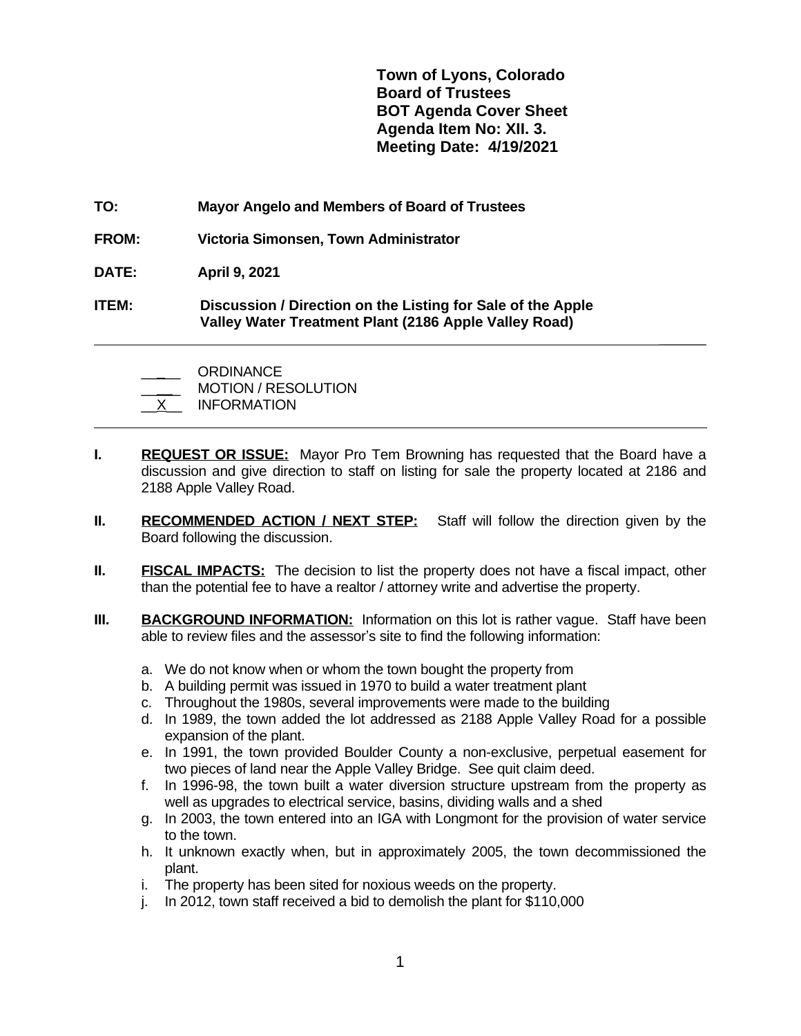**Town of Lyons, Colorado**
**Board of Trustees**
**BOT Agenda Cover Sheet**
**Agenda Item No: XII. 3.**
**Meeting Date: 4/19/2021**

**TO:** **Mayor Angelo and Members of Board of Trustees**

**FROM:** **Victoria Simonsen, Town Administrator**

**DATE:** **April 9, 2021**

**ITEM:** **Discussion / Direction on the Listing for Sale of the Apple Valley Water Treatment Plant (2186 Apple Valley Road)**

---

____ ORDINANCE
____ MOTION / RESOLUTION
__X__ INFORMATION

---

**I. REQUEST OR ISSUE:** Mayor Pro Tem Browning has requested that the Board have a discussion and give direction to staff on listing for sale the property located at 2186 and 2188 Apple Valley Road.

**II. RECOMMENDED ACTION / NEXT STEP:** Staff will follow the direction given by the Board following the discussion.

**II. FISCAL IMPACTS:** The decision to list the property does not have a fiscal impact, other than the potential fee to have a realtor / attorney write and advertise the property.

**III. BACKGROUND INFORMATION:** Information on this lot is rather vague. Staff have been able to review files and the assessor's site to find the following information:

a. We do not know when or whom the town bought the property from
b. A building permit was issued in 1970 to build a water treatment plant
c. Throughout the 1980s, several improvements were made to the building
d. In 1989, the town added the lot addressed as 2188 Apple Valley Road for a possible expansion of the plant.
e. In 1991, the town provided Boulder County a non-exclusive, perpetual easement for two pieces of land near the Apple Valley Bridge. See quit claim deed.
f. In 1996-98, the town built a water diversion structure upstream from the property as well as upgrades to electrical service, basins, dividing walls and a shed
g. In 2003, the town entered into an IGA with Longmont for the provision of water service to the town.
h. It unknown exactly when, but in approximately 2005, the town decommissioned the plant.
i. The property has been sited for noxious weeds on the property.
j. In 2012, town staff received a bid to demolish the plant for $110,000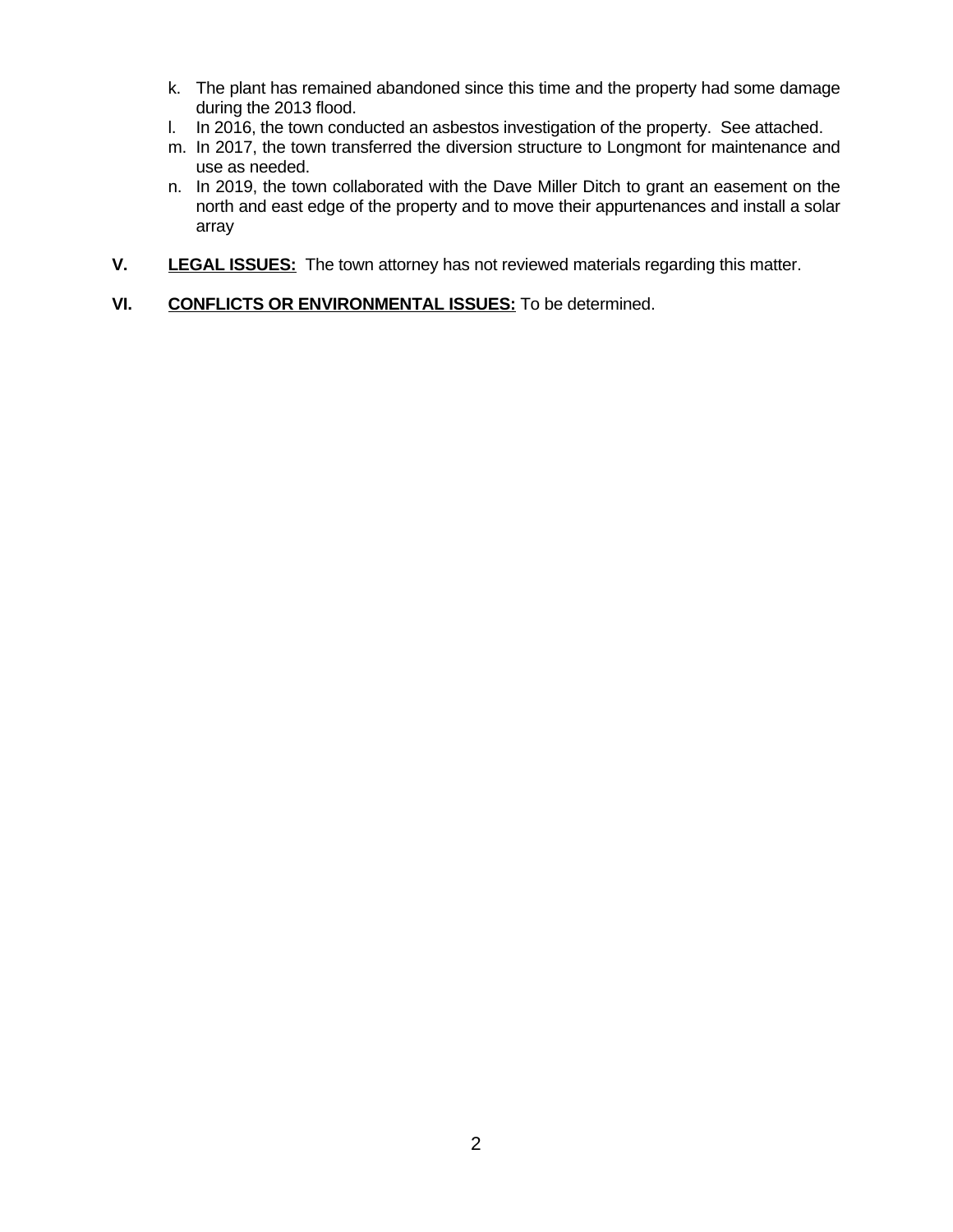k. The plant has remained abandoned since this time and the property had some damage during the 2013 flood.
l. In 2016, the town conducted an asbestos investigation of the property. See attached.
m. In 2017, the town transferred the diversion structure to Longmont for maintenance and use as needed.
n. In 2019, the town collaborated with the Dave Miller Ditch to grant an easement on the north and east edge of the property and to move their appurtenances and install a solar array

**V. <u>LEGAL ISSUES:</u>** The town attorney has not reviewed materials regarding this matter.

**VI. <u>CONFLICTS OR ENVIRONMENTAL ISSUES:</u>** To be determined.